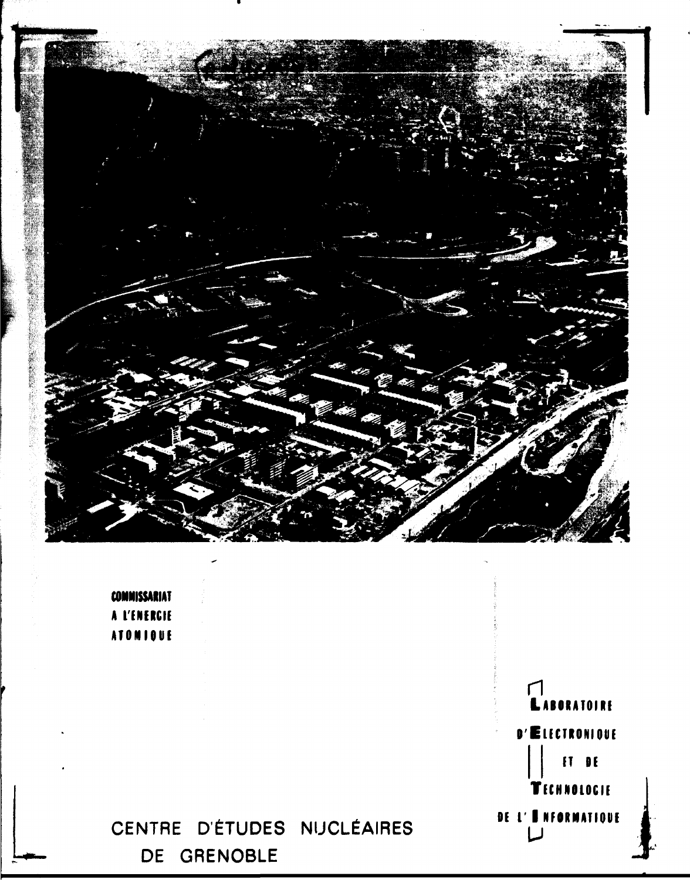COMMISSARIAT
A L'ENERGIE
ATOMIQUE

LABORATOIRE
D'ELECTRONIQUE
ET DE
TECHNOLOGIE
DE L'INFORMATIQUE

CENTRE D'ÉTUDES NUCLÉAIRES
DE GRENOBLE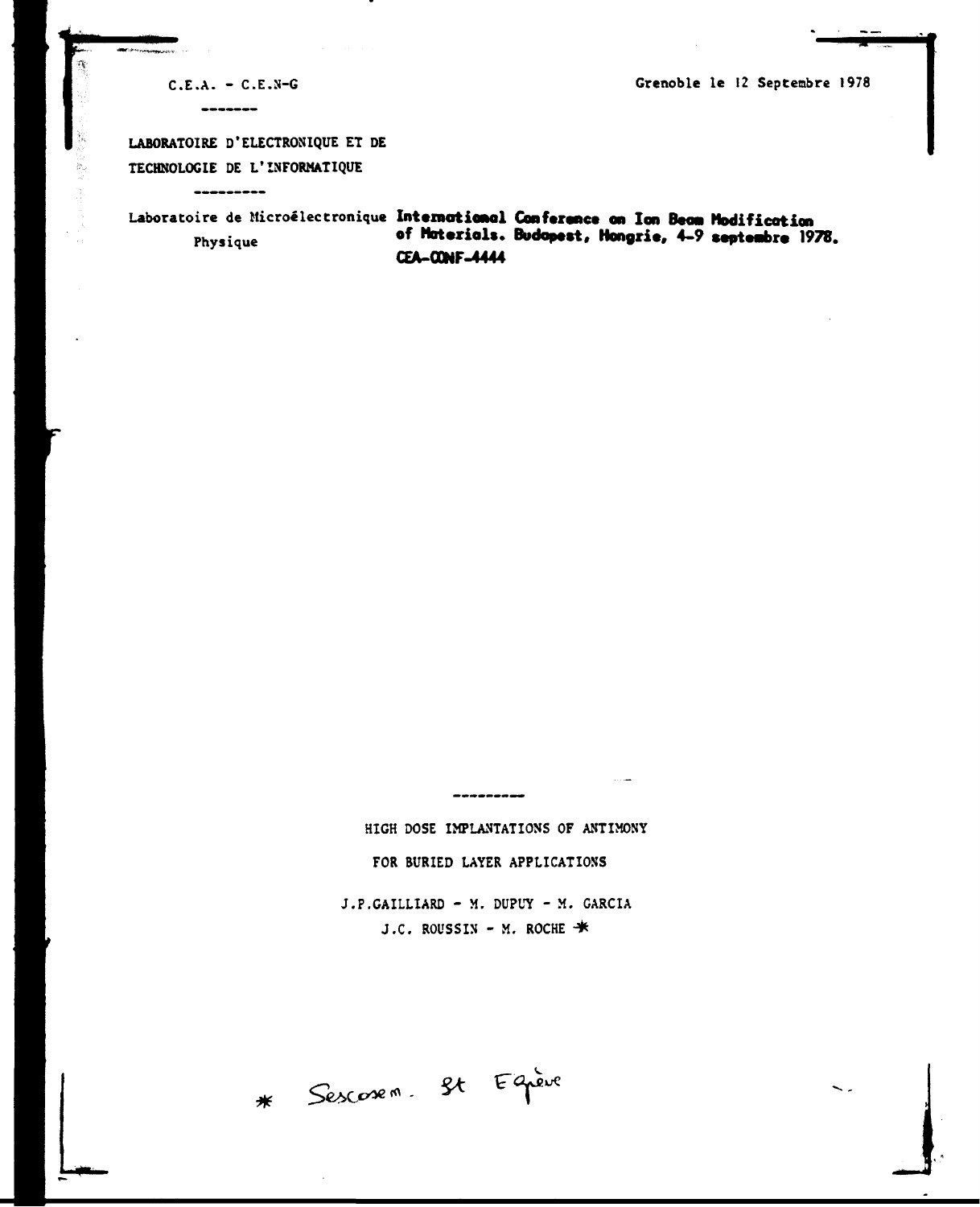C.E.A. - C.E.N-G

Grenoble le 12 Septembre 1978

LABORATOIRE D'ELECTRONIQUE ET DE TECHNOLOGIE DE L'INFORMATIQUE

Laboratoire de Microélectronique Physique

**International Conference on Ion Beam Modification of Materials. Budapest, Hongrie, 4-9 septembre 1978.**
**CEA-CONF-4444**

# HIGH DOSE IMPLANTATIONS OF ANTIMONY FOR BURIED LAYER APPLICATIONS

J.P.GAILLIARD - M. DUPUY - M. GARCIA
J.C. ROUSSIN - M. ROCHE *

\* Sescosem. St Egrève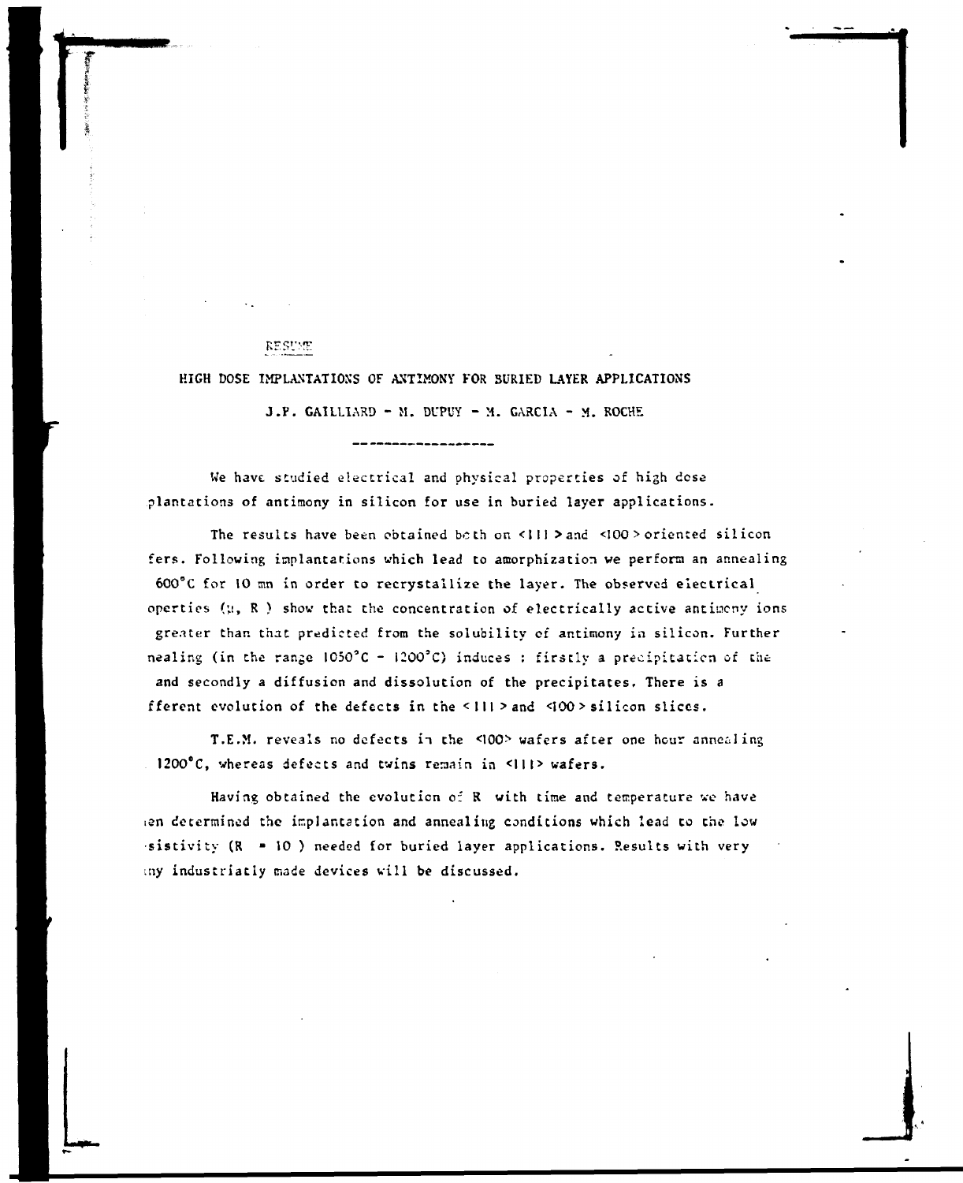RESUME

## HIGH DOSE IMPLANTATIONS OF ANTIMONY FOR BURIED LAYER APPLICATIONS

J.P. GAILLIARD - M. DUPUY - M. GARCIA - M. ROCHE

---

We have studied electrical and physical properties of high dose plantations of antimony in silicon for use in buried layer applications.

The results have been obtained both on <111> and <100> oriented silicon fers. Following implantations which lead to amorphization we perform an annealing 600°C for 10 mn in order to recrystallize the layer. The observed electrical operties ($\mu$, R ) show that the concentration of electrically active antimony ions greater than that predicted from the solubility of antimony in silicon. Further nealing (in the range 1050°C - 1200°C) induces : firstly a precipitation of the and secondly a diffusion and dissolution of the precipitates. There is a fferent evolution of the defects in the <111> and <100> silicon slices.

T.E.M. reveals no defects in the <100> wafers after one hour annealing 1200°C, whereas defects and twins remain in <111> wafers.

Having obtained the evolution of R with time and temperature we have ien determined the implantation and annealing conditions which lead to the low sistivity (R = 10 ) needed for buried layer applications. Results with very ny industriatly made devices will be discussed.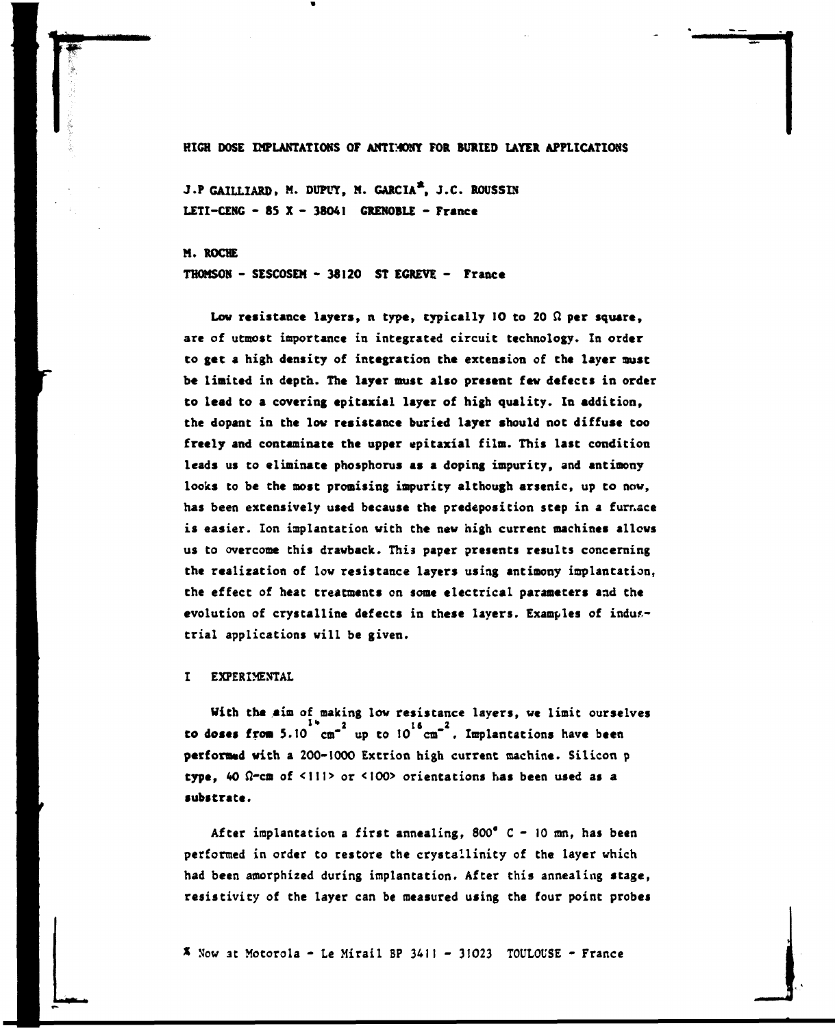# HIGH DOSE IMPLANTATIONS OF ANTIMONY FOR BURIED LAYER APPLICATIONS

J.P GAILLIARD, M. DUPUY, M. GARCIA*, J.C. ROUSSIN
LETI-CENG - 85 X - 38041 GRENOBLE - France

M. ROCHE
THOMSON - SESCOSEM - 38120 ST EGREVE - France

Low resistance layers, n type, typically 10 to 20 Ω per square, are of utmost importance in integrated circuit technology. In order to get a high density of integration the extension of the layer must be limited in depth. The layer must also present few defects in order to lead to a covering epitaxial layer of high quality. In addition, the dopant in the low resistance buried layer should not diffuse too freely and contaminate the upper epitaxial film. This last condition leads us to eliminate phosphorus as a doping impurity, and antimony looks to be the most promising impurity although arsenic, up to now, has been extensively used because the predeposition step in a furnace is easier. Ion implantation with the new high current machines allows us to overcome this drawback. This paper presents results concerning the realization of low resistance layers using antimony implantation, the effect of heat treatments on some electrical parameters and the evolution of crystalline defects in these layers. Examples of industrial applications will be given.

## I EXPERIMENTAL

With the aim of making low resistance layers, we limit ourselves to doses from $5.10^{14}$ $cm^{-2}$ up to $10^{16}$ $cm^{-2}$. Implantations have been performed with a 200-1000 Extrion high current machine. Silicon p type, 40 Ω-cm of <111> or <100> orientations has been used as a substrate.

After implantation a first annealing, 800° C - 10 mn, has been performed in order to restore the crystallinity of the layer which had been amorphized during implantation. After this annealing stage, resistivity of the layer can be measured using the four point probes

* Now at Motorola - Le Mirail BP 3411 - 31023 TOULOUSE - France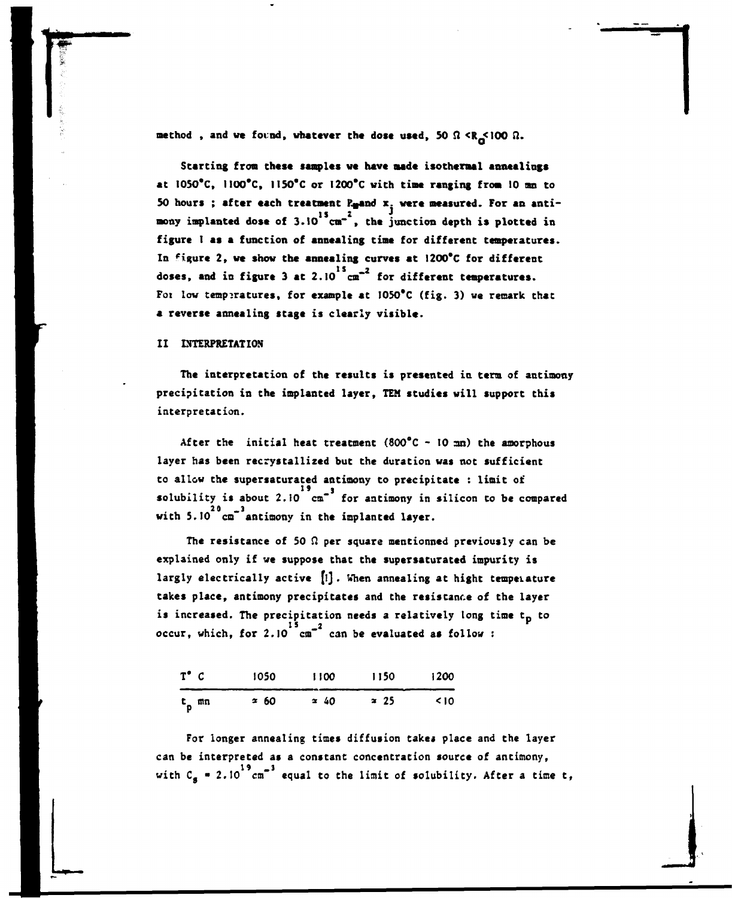method , and we found, whatever the dose used, $50\ \Omega < R_{\square} < 100\ \Omega$.

Starting from these samples we have made isothermal annealings at 1050°C, 1100°C, 1150°C or 1200°C with time ranging from 10 mn to 50 hours ; after each treatment $R_{\square}$ and $x_j$ were measured. For an antimony implanted dose of $3.10^{15}\ cm^{-2}$, the junction depth is plotted in figure 1 as a function of annealing time for different temperatures. In figure 2, we show the annealing curves at 1200°C for different doses, and in figure 3 at $2.10^{15}\ cm^{-2}$ for different temperatures. For low temperatures, for example at 1050°C (fig. 3) we remark that a reverse annealing stage is clearly visible.

## II INTERPRETATION

The interpretation of the results is presented in term of antimony precipitation in the implanted layer, TEM studies will support this interpretation.

After the initial heat treatment (800°C - 10 mn) the amorphous layer has been recrystallized but the duration was not sufficient to allow the supersaturated antimony to precipitate : limit of solubility is about $2.10^{19}\ cm^{-3}$ for antimony in silicon to be compared with $5.10^{20}\ cm^{-3}$ antimony in the implanted layer.

The resistance of 50 Ω per square mentionned previously can be explained only if we suppose that the supersaturated impurity is largly electrically active [1]. When annealing at hight temperature takes place, antimony precipitates and the resistance of the layer is increased. The precipitation needs a relatively long time $t_p$ to occur, which, for $2.10^{15}\ cm^{-2}$ can be evaluated as follow :

| T° C | 1050 | 1100 | 1150 | 1200 |
|---|---|---|---|---|
| $t_p$ mn | ≃ 60 | ≃ 40 | ≃ 25 | < 10 |

For longer annealing times diffusion takes place and the layer can be interpreted as a constant concentration source of antimony, with $C_s = 2.10^{19}\ cm^{-3}$ equal to the limit of solubility. After a time t,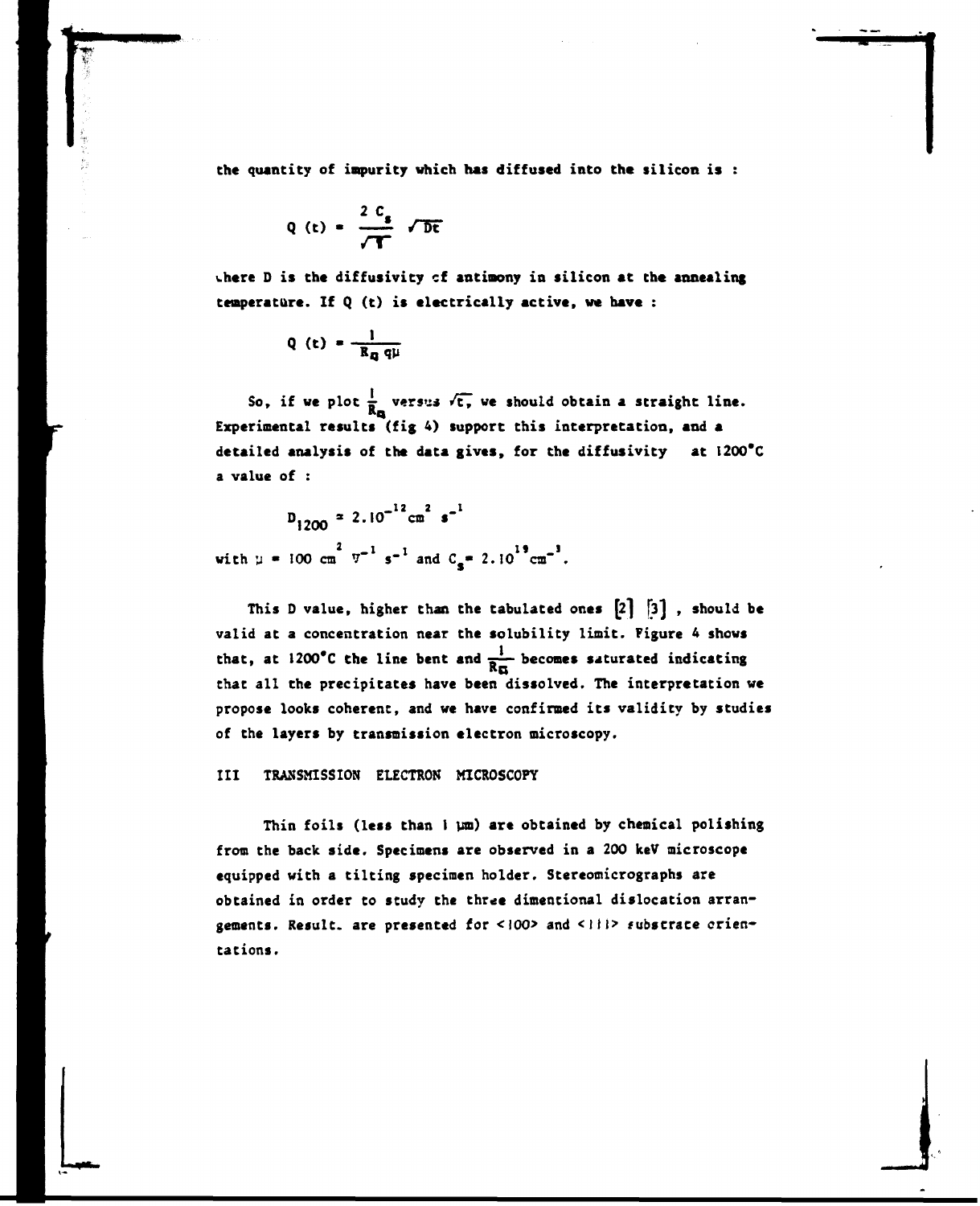the quantity of impurity which has diffused into the silicon is :

$$Q(t) = \frac{2 C_s}{\sqrt{\pi}} \sqrt{Dt}$$

where D is the diffusivity of antimony in silicon at the annealing temperature. If Q (t) is electrically active, we have :

$$Q(t) = \frac{1}{R_\square q \mu}$$

So, if we plot $\frac{1}{R_\square}$ versus $\sqrt{t}$, we should obtain a straight line. Experimental results (fig 4) support this interpretation, and a detailed analysis of the data gives, for the diffusivity at 1200°C a value of :

$$D_{1200} \simeq 2.10^{-12} cm^2 s^{-1}$$

with $\mu = 100 \; cm^2 V^{-1} s^{-1}$ and $C_s = 2.10^{19} cm^{-3}$.

This D value, higher than the tabulated ones [2] [3] , should be valid at a concentration near the solubility limit. Figure 4 shows that, at 1200°C the line bent and $\frac{1}{R_\square}$ becomes saturated indicating that all the precipitates have been dissolved. The interpretation we propose looks coherent, and we have confirmed its validity by studies of the layers by transmission electron microscopy.

## III TRANSMISSION ELECTRON MICROSCOPY

Thin foils (less than 1 µm) are obtained by chemical polishing from the back side. Specimens are observed in a 200 keV microscope equipped with a tilting specimen holder. Stereomicrographs are obtained in order to study the three dimentional dislocation arrangements. Results are presented for <100> and <111> substrate orientations.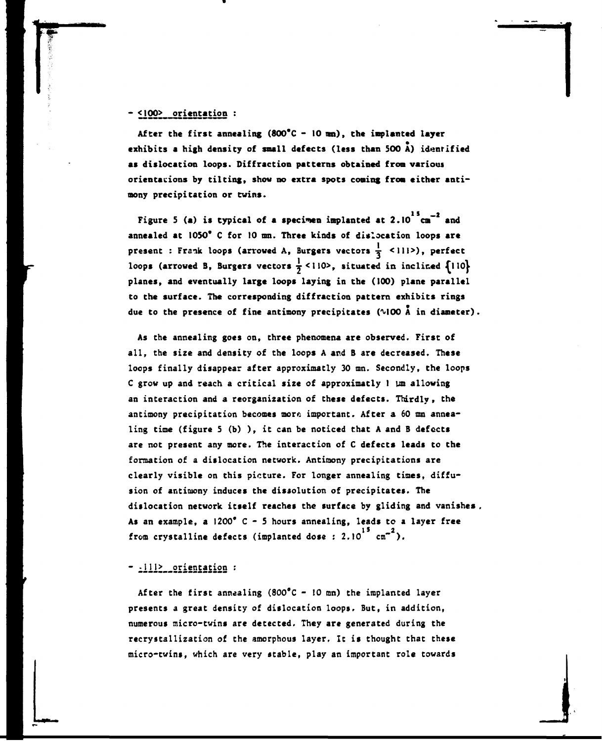- <u><100> orientation</u> :

After the first annealing (800°C - 10 mn), the implanted layer exhibits a high density of small defects (less than 500 Å) identified as dislocation loops. Diffraction patterns obtained from various orientations by tilting, show no extra spots coming from either antimony precipitation or twins.

Figure 5 (a) is typical of a specimen implanted at $2.10^{15}$ $cm^{-2}$ and annealed at 1050° C for 10 mn. Three kinds of dislocation loops are present : Frank loops (arrowed A, Burgers vectors $\frac{1}{3}$ <111>), perfect loops (arrowed B, Burgers vectors $\frac{1}{2}$ <110>, situated in inclined {110} planes, and eventually large loops laying in the (100) plane parallel to the surface. The corresponding diffraction pattern exhibits rings due to the presence of fine antimony precipitates (∿100 Å in diameter).

As the annealing goes on, three phenomena are observed. First of all, the size and density of the loops A and B are decreased. These loops finally disappear after approximatly 30 mn. Secondly, the loops C grow up and reach a critical size of approximatly 1 µm allowing an interaction and a reorganization of these defects. Thirdly, the antimony precipitation becomes more important. After a 60 mn annealing time (figure 5 (b) ), it can be noticed that A and B defects are not present any more. The interaction of C defects leads to the formation of a dislocation network. Antimony precipitations are clearly visible on this picture. For longer annealing times, diffusion of antimony induces the dissolution of precipitates. The dislocation network itself reaches the surface by gliding and vanishes. As an example, a 1200° C - 5 hours annealing, leads to a layer free from crystalline defects (implanted dose : $2.10^{15}$ $cm^{-2}$).

- <u><111> orientation</u> :

After the first annealing (800°C - 10 mn) the implanted layer presents a great density of dislocation loops. But, in addition, numerous micro-twins are detected. They are generated during the recrystallization of the amorphous layer. It is thought that these micro-twins, which are very stable, play an important role towards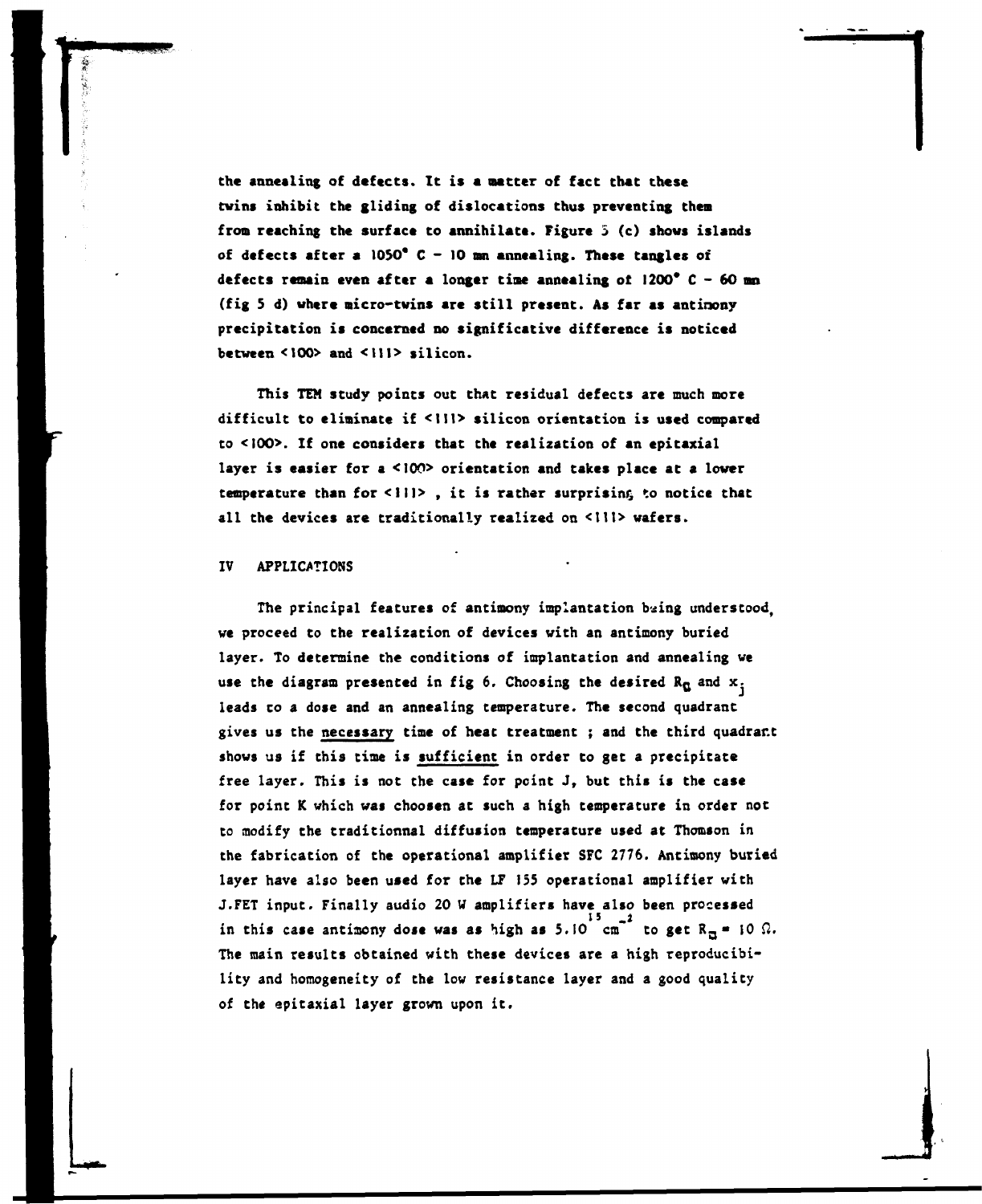the annealing of defects. It is a matter of fact that these twins inhibit the gliding of dislocations thus preventing them from reaching the surface to annihilate. Figure 5 (c) shows islands of defects after a 1050° C - 10 mn annealing. These tangles of defects remain even after a longer time annealing of 1200° C - 60 mn (fig 5 d) where micro-twins are still present. As far as antimony precipitation is concerned no significative difference is noticed between <100> and <111> silicon.

This TEM study points out that residual defects are much more difficult to eliminate if <111> silicon orientation is used compared to <100>. If one considers that the realization of an epitaxial layer is easier for a <100> orientation and takes place at a lower temperature than for <111> , it is rather surprising to notice that all the devices are traditionally realized on <111> wafers.

## IV APPLICATIONS

The principal features of antimony implantation being understood, we proceed to the realization of devices with an antimony buried layer. To determine the conditions of implantation and annealing we use the diagram presented in fig 6. Choosing the desired $R_{\square}$ and $x_j$ leads to a dose and an annealing temperature. The second quadrant gives us the <u>necessary</u> time of heat treatment ; and the third quadrant shows us if this time is <u>sufficient</u> in order to get a precipitate free layer. This is not the case for point J, but this is the case for point K which was choosen at such a high temperature in order not to modify the traditionnal diffusion temperature used at Thomson in the fabrication of the operational amplifier SFC 2776. Antimony buried layer have also been used for the LF 155 operational amplifier with J.FET input. Finally audio 20 W amplifiers have also been processed in this case antimony dose was as high as $5.10^{15}$ $cm^{-2}$ to get $R_{\square} = 10\ \Omega$. The main results obtained with these devices are a high reproducibility and homogeneity of the low resistance layer and a good quality of the epitaxial layer grown upon it.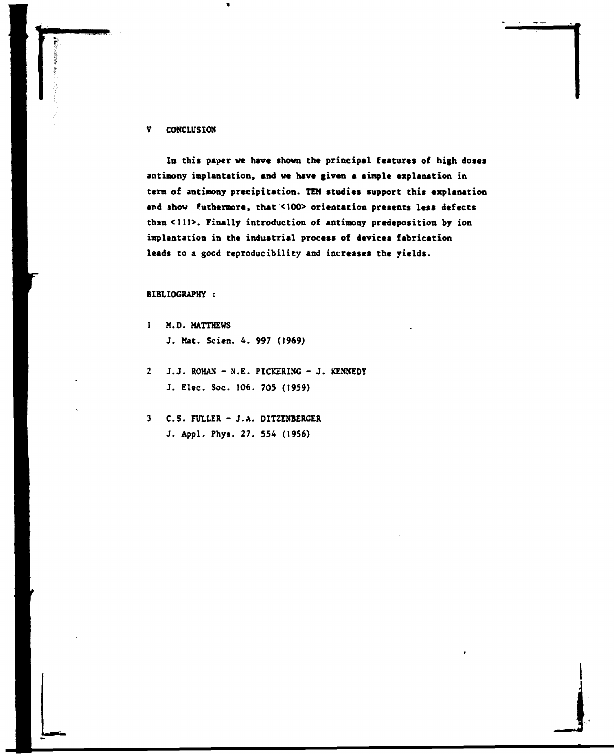## V CONCLUSION

In this paper we have shown the principal features of high doses antimony implantation, and we have given a simple explanation in term of antimony precipitation. TEM studies support this explanation and show futhermore, that <100> orientation presents less defects than <111>. Finally introduction of antimony predeposition by ion implantation in the industrial process of devices fabrication leads to a good reproducibility and increases the yields.

## BIBLIOGRAPHY :

1 M.D. MATTHEWS
J. Mat. Scien. 4. 997 (1969)

2 J.J. ROHAN - N.E. PICKERING - J. KENNEDY
J. Elec. Soc. 106. 705 (1959)

3 C.S. FULLER - J.A. DITZENBERGER
J. Appl. Phys. 27. 554 (1956)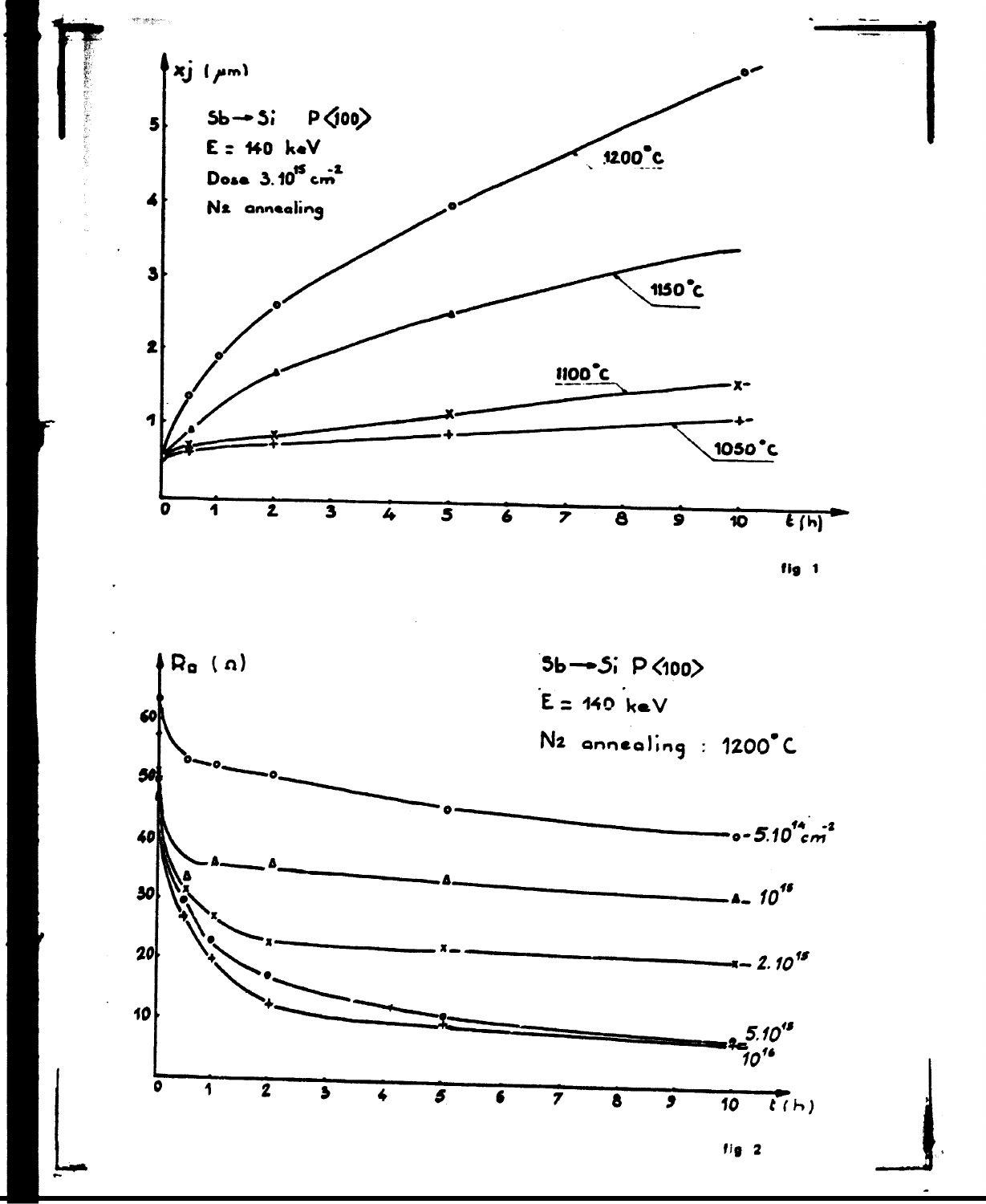$x_j$ (µm)

Sb → Si P<100>

E = 140 keV

Dose $3.10^{15}$ cm$^{-2}$

$N_2$ annealing

1200°C

1150°C

1100°C

1050°C

t (h)

fig 1

$R_\square$ (Ω)

Sb → Si P<100>

E = 140 keV

$N_2$ annealing : 1200°C

$5.10^{14}$ cm$^{-2}$

$10^{15}$

$2.10^{15}$

$5.10^{15}$

$10^{16}$

t (h)

fig 2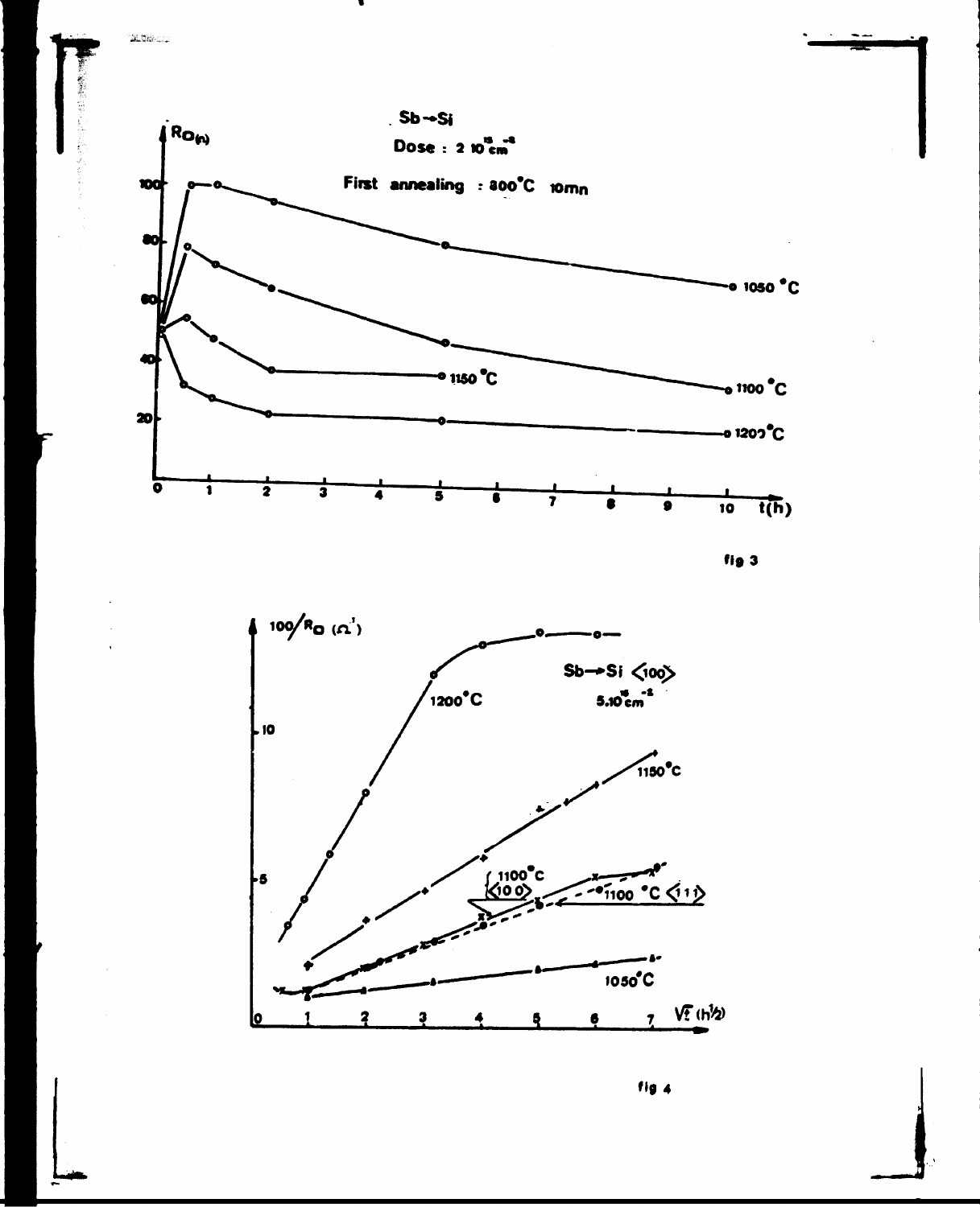$Sb \rightarrow Si$

Dose : $2\ 10^{15}\ cm^{-2}$

First annealing : 800°C 10mn

$R_{\square}$ (Ω)

1050 °C

1100 °C

1150 °C

1200 °C

t(h)

fig 3

$100/R_{\square}$ ($\Omega^{-1}$)

$Sb \rightarrow Si$ ⟨100⟩

$5.10^{15}\ cm^{-2}$

1200°C

1150°C

1100°C ⟨100⟩

1100 °C ⟨111⟩

1050°C

$\sqrt{t}$ ($h^{1/2}$)

fig 4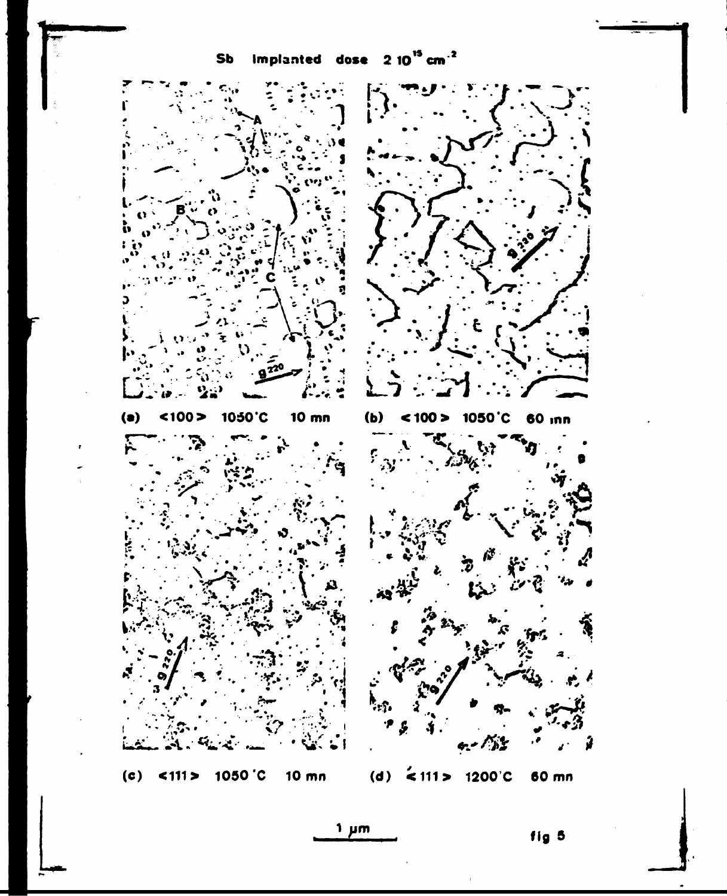Sb implanted dose $2\ 10^{15}\ cm^{-2}$

(a) <100> 1050°C 10 mn

(b) <100> 1050°C 60 mn

(c) <111> 1050°C 10 mn

(d) <111> 1200°C 60 mn

1 µm

fig 5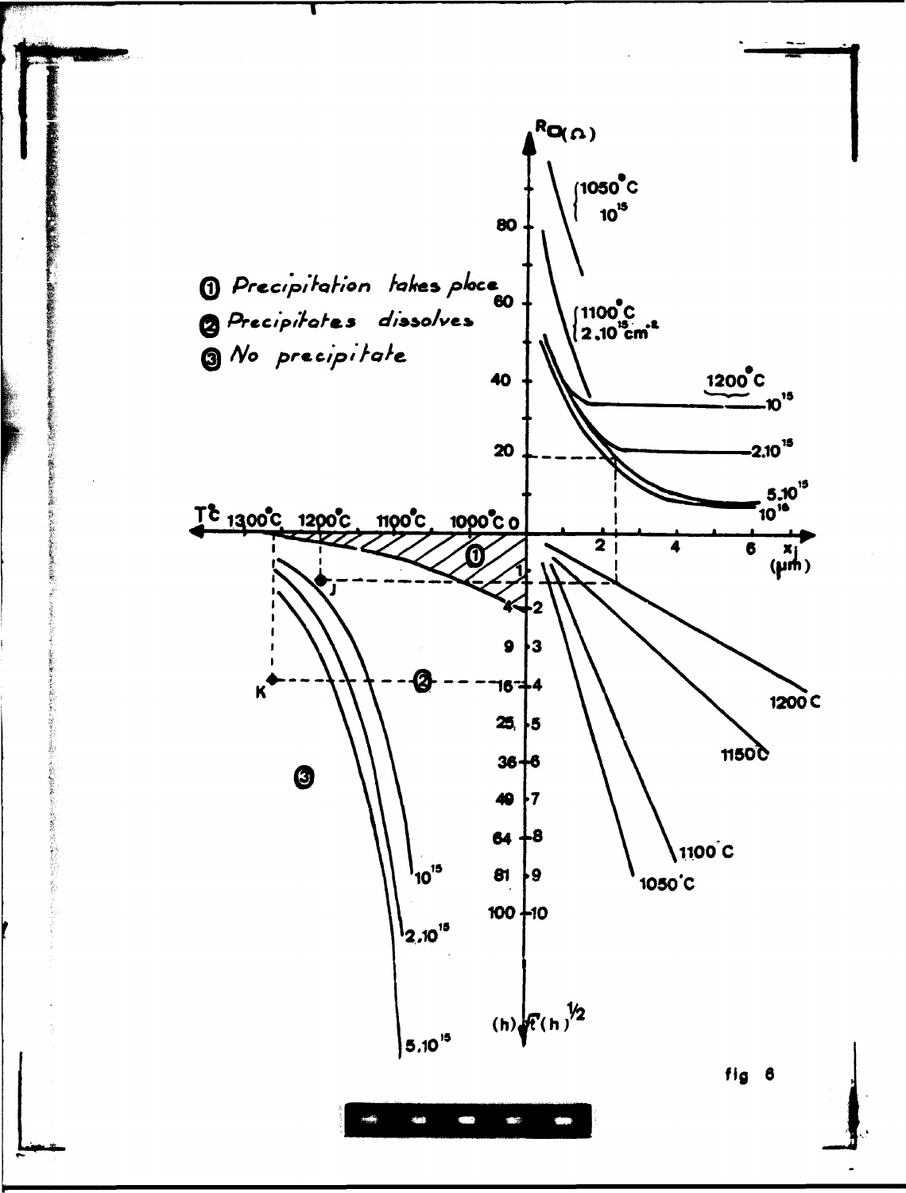① *Precipitation takes place*

② *Precipitates dissolves*

③ *No precipitate*

$R_{\square}(\Omega)$

80
60
40
20

1050°C $10^{15}$

1100°C $2.10^{15}$ cm$^{-2}$

1200°C

$10^{15}$

$2.10^{15}$

$5.10^{15}$

$10^{16}$

T°C 1300°C 1200°C 1100°C 1000°C 0

2 4 6 $x_j$ (µm)

J

K

1 1
4 2
9 3
16 4
25 5
36 6
49 7
64 8
81 9
100 10

(h) $\sqrt{t}$ (h)$^{1/2}$

$10^{15}$

$2.10^{15}$

$5.10^{15}$

1200 C

1150 C

1100 C

1050 C

fig 6